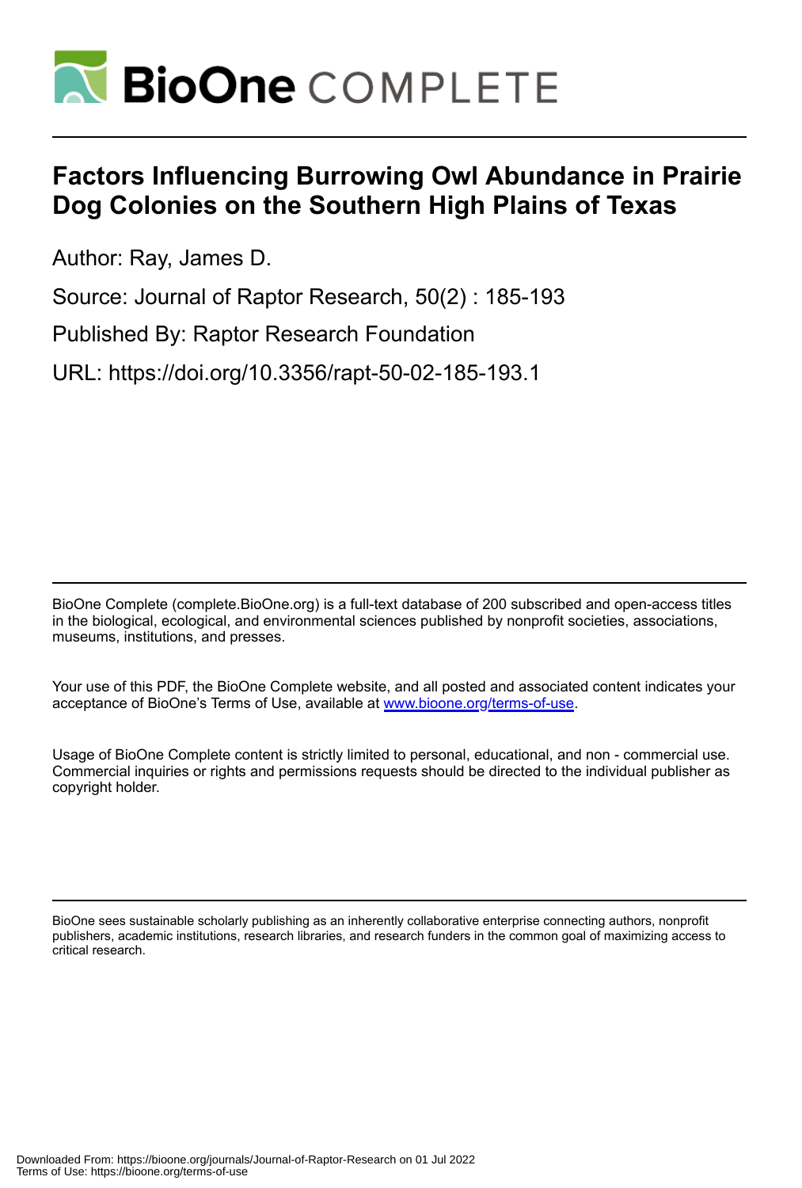# Factors Influencing Burrowing Owl Abundance in Prairie Dog Colonies on the Southern High Plains of Texas

Author: Ray, James D.

Source: Journal of Raptor Research, 50(2) : 185-193

Published By: Raptor Research Foundation

URL: https://doi.org/10.3356/rapt-50-02-185-193.1

BioOne Complete (complete.BioOne.org) is a full-text database of 200 subscribed and open-access titles in the biological, ecological, and environmental sciences published by nonprofit societies, associations, museums, institutions, and presses.

Your use of this PDF, the BioOne Complete website, and all posted and associated content indicates your acceptance of BioOne's Terms of Use, available at www.bioone.org/terms-of-use.

Usage of BioOne Complete content is strictly limited to personal, educational, and non - commercial use. Commercial inquiries or rights and permissions requests should be directed to the individual publisher as copyright holder.

BioOne sees sustainable scholarly publishing as an inherently collaborative enterprise connecting authors, nonprofit publishers, academic institutions, research libraries, and research funders in the common goal of maximizing access to critical research.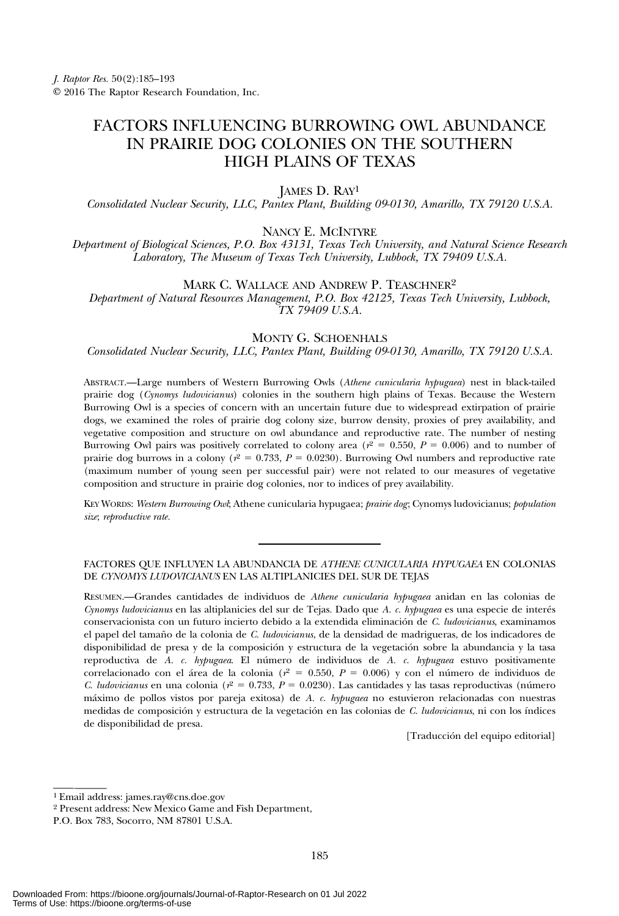# FACTORS INFLUENCING BURROWING OWL ABUNDANCE IN PRAIRIE DOG COLONIES ON THE SOUTHERN HIGH PLAINS OF TEXAS

JAMES D. RAY[1]

*Consolidated Nuclear Security, LLC, Pantex Plant, Building 09-0130, Amarillo, TX 79120 U.S.A.*

NANCY E. MCINTYRE

*Department of Biological Sciences, P.O. Box 43131, Texas Tech University, and Natural Science Research Laboratory, The Museum of Texas Tech University, Lubbock, TX 79409 U.S.A.*

MARK C. WALLACE AND ANDREW P. TEASCHNER[2]

*Department of Natural Resources Management, P.O. Box 42125, Texas Tech University, Lubbock, TX 79409 U.S.A.*

MONTY G. SCHOENHALS

*Consolidated Nuclear Security, LLC, Pantex Plant, Building 09-0130, Amarillo, TX 79120 U.S.A.*

ABSTRACT.—Large numbers of Western Burrowing Owls (*Athene cunicularia hypugaea*) nest in black-tailed prairie dog (*Cynomys ludovicianus*) colonies in the southern high plains of Texas. Because the Western Burrowing Owl is a species of concern with an uncertain future due to widespread extirpation of prairie dogs, we examined the roles of prairie dog colony size, burrow density, proxies of prey availability, and vegetative composition and structure on owl abundance and reproductive rate. The number of nesting Burrowing Owl pairs was positively correlated to colony area ($r^2 = 0.550$, $P = 0.006$) and to number of prairie dog burrows in a colony ($r^2 = 0.733$, $P = 0.0230$). Burrowing Owl numbers and reproductive rate (maximum number of young seen per successful pair) were not related to our measures of vegetative composition and structure in prairie dog colonies, nor to indices of prey availability.

KEY WORDS: *Western Burrowing Owl*; Athene cunicularia hypugaea; *prairie dog*; Cynomys ludovicianus; *population size*; *reproductive rate*.

---

FACTORES QUE INFLUYEN LA ABUNDANCIA DE *ATHENE CUNICULARIA HYPUGAEA* EN COLONIAS DE *CYNOMYS LUDOVICIANUS* EN LAS ALTIPLANICIES DEL SUR DE TEJAS

RESUMEN.—Grandes cantidades de individuos de *Athene cunicularia hypugaea* anidan en las colonias de *Cynomys ludovicianus* en las altiplanicies del sur de Tejas. Dado que *A. c. hypugaea* es una especie de interés conservacionista con un futuro incierto debido a la extendida eliminación de *C. ludovicianus*, examinamos el papel del tamaño de la colonia de *C. ludovicianus*, de la densidad de madrigueras, de los indicadores de disponibilidad de presa y de la composición y estructura de la vegetación sobre la abundancia y la tasa reproductiva de *A. c. hypugaea*. El número de individuos de *A. c. hypugaea* estuvo positivamente correlacionado con el área de la colonia ($r^2 = 0.550$, $P = 0.006$) y con el número de individuos de *C. ludovicianus* en una colonia ($r^2 = 0.733$, $P = 0.0230$). Las cantidades y las tasas reproductivas (número máximo de pollos vistos por pareja exitosa) de *A. c. hypugaea* no estuvieron relacionadas con nuestras medidas de composición y estructura de la vegetación en las colonias de *C. ludovicianus*, ni con los índices de disponibilidad de presa.

[Traducción del equipo editorial]

---

[1] Email address: james.ray@cns.doe.gov

[2] Present address: New Mexico Game and Fish Department, P.O. Box 783, Socorro, NM 87801 U.S.A.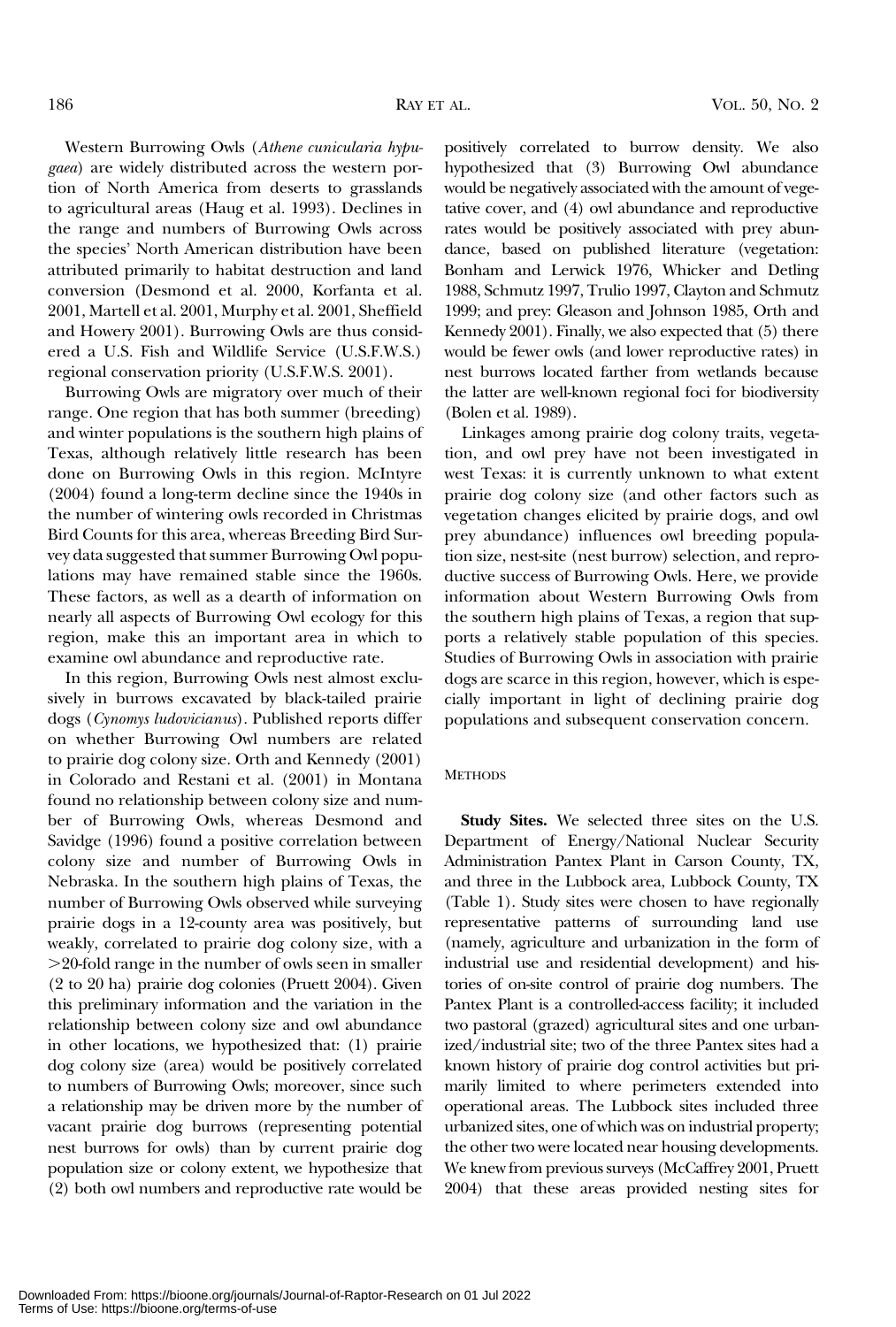Western Burrowing Owls (*Athene cunicularia hypugaea*) are widely distributed across the western portion of North America from deserts to grasslands to agricultural areas (Haug et al. 1993). Declines in the range and numbers of Burrowing Owls across the species' North American distribution have been attributed primarily to habitat destruction and land conversion (Desmond et al. 2000, Korfanta et al. 2001, Martell et al. 2001, Murphy et al. 2001, Sheffield and Howery 2001). Burrowing Owls are thus considered a U.S. Fish and Wildlife Service (U.S.F.W.S.) regional conservation priority (U.S.F.W.S. 2001).

Burrowing Owls are migratory over much of their range. One region that has both summer (breeding) and winter populations is the southern high plains of Texas, although relatively little research has been done on Burrowing Owls in this region. McIntyre (2004) found a long-term decline since the 1940s in the number of wintering owls recorded in Christmas Bird Counts for this area, whereas Breeding Bird Survey data suggested that summer Burrowing Owl populations may have remained stable since the 1960s. These factors, as well as a dearth of information on nearly all aspects of Burrowing Owl ecology for this region, make this an important area in which to examine owl abundance and reproductive rate.

In this region, Burrowing Owls nest almost exclusively in burrows excavated by black-tailed prairie dogs (*Cynomys ludovicianus*). Published reports differ on whether Burrowing Owl numbers are related to prairie dog colony size. Orth and Kennedy (2001) in Colorado and Restani et al. (2001) in Montana found no relationship between colony size and number of Burrowing Owls, whereas Desmond and Savidge (1996) found a positive correlation between colony size and number of Burrowing Owls in Nebraska. In the southern high plains of Texas, the number of Burrowing Owls observed while surveying prairie dogs in a 12-county area was positively, but weakly, correlated to prairie dog colony size, with a >20-fold range in the number of owls seen in smaller (2 to 20 ha) prairie dog colonies (Pruett 2004). Given this preliminary information and the variation in the relationship between colony size and owl abundance in other locations, we hypothesized that: (1) prairie dog colony size (area) would be positively correlated to numbers of Burrowing Owls; moreover, since such a relationship may be driven more by the number of vacant prairie dog burrows (representing potential nest burrows for owls) than by current prairie dog population size or colony extent, we hypothesize that (2) both owl numbers and reproductive rate would be positively correlated to burrow density. We also hypothesized that (3) Burrowing Owl abundance would be negatively associated with the amount of vegetative cover, and (4) owl abundance and reproductive rates would be positively associated with prey abundance, based on published literature (vegetation: Bonham and Lerwick 1976, Whicker and Detling 1988, Schmutz 1997, Trulio 1997, Clayton and Schmutz 1999; and prey: Gleason and Johnson 1985, Orth and Kennedy 2001). Finally, we also expected that (5) there would be fewer owls (and lower reproductive rates) in nest burrows located farther from wetlands because the latter are well-known regional foci for biodiversity (Bolen et al. 1989).

Linkages among prairie dog colony traits, vegetation, and owl prey have not been investigated in west Texas: it is currently unknown to what extent prairie dog colony size (and other factors such as vegetation changes elicited by prairie dogs, and owl prey abundance) influences owl breeding population size, nest-site (nest burrow) selection, and reproductive success of Burrowing Owls. Here, we provide information about Western Burrowing Owls from the southern high plains of Texas, a region that supports a relatively stable population of this species. Studies of Burrowing Owls in association with prairie dogs are scarce in this region, however, which is especially important in light of declining prairie dog populations and subsequent conservation concern.

## METHODS

**Study Sites.** We selected three sites on the U.S. Department of Energy/National Nuclear Security Administration Pantex Plant in Carson County, TX, and three in the Lubbock area, Lubbock County, TX (Table 1). Study sites were chosen to have regionally representative patterns of surrounding land use (namely, agriculture and urbanization in the form of industrial use and residential development) and histories of on-site control of prairie dog numbers. The Pantex Plant is a controlled-access facility; it included two pastoral (grazed) agricultural sites and one urbanized/industrial site; two of the three Pantex sites had a known history of prairie dog control activities but primarily limited to where perimeters extended into operational areas. The Lubbock sites included three urbanized sites, one of which was on industrial property; the other two were located near housing developments. We knew from previous surveys (McCaffrey 2001, Pruett 2004) that these areas provided nesting sites for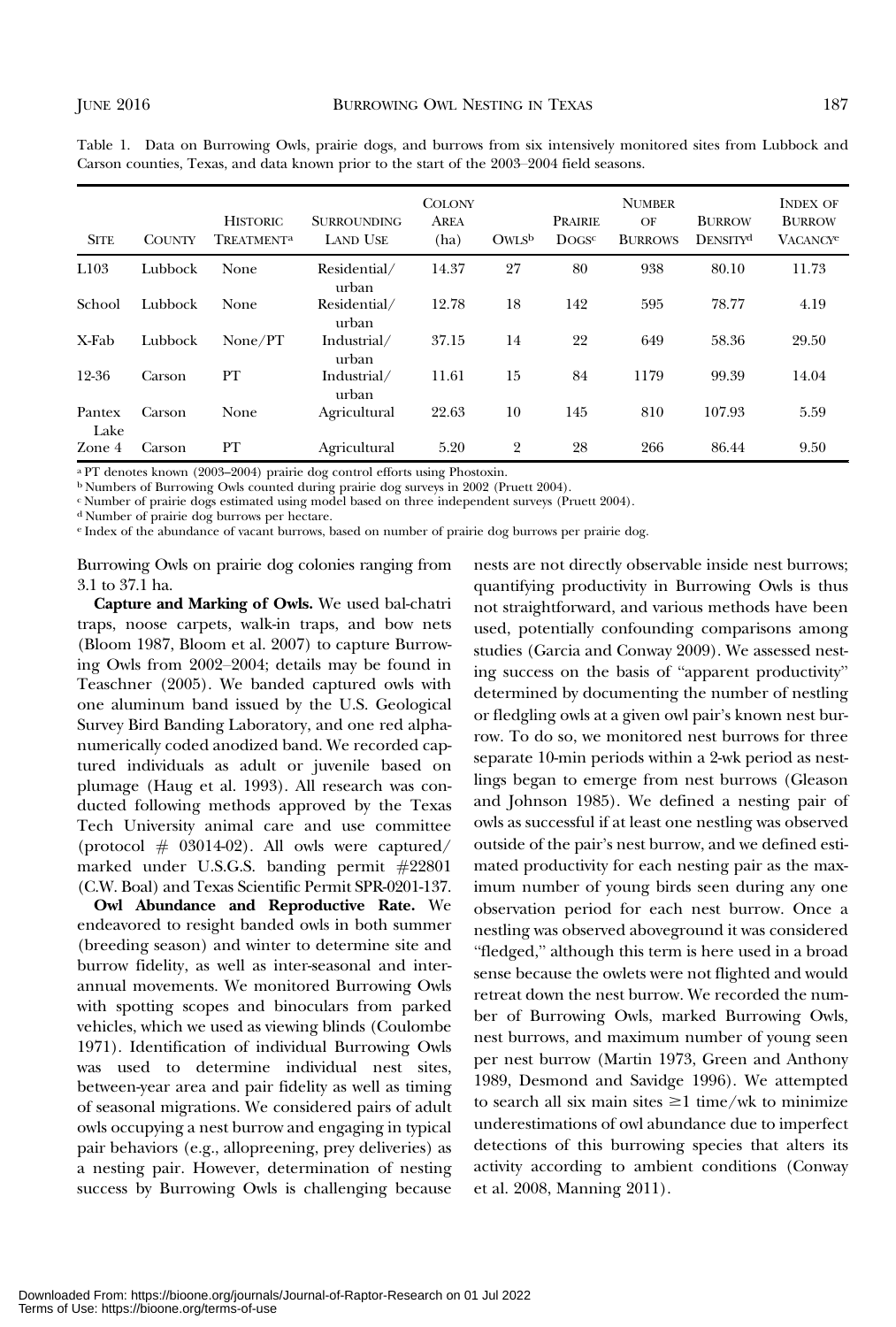Table 1. Data on Burrowing Owls, prairie dogs, and burrows from six intensively monitored sites from Lubbock and Carson counties, Texas, and data known prior to the start of the 2003–2004 field seasons.

| Site | County | Historic Treatment[a] | Surrounding Land Use | Colony Area (ha) | Owls[b] | Prairie Dogs[c] | Number of Burrows | Burrow Density[d] | Index of Burrow Vacancy[e] |
|---|---|---|---|---|---|---|---|---|---|
| L103 | Lubbock | None | Residential/urban | 14.37 | 27 | 80 | 938 | 80.10 | 11.73 |
| School | Lubbock | None | Residential/urban | 12.78 | 18 | 142 | 595 | 78.77 | 4.19 |
| X-Fab | Lubbock | None/PT | Industrial/urban | 37.15 | 14 | 22 | 649 | 58.36 | 29.50 |
| 12-36 | Carson | PT | Industrial/urban | 11.61 | 15 | 84 | 1179 | 99.39 | 14.04 |
| Pantex Lake | Carson | None | Agricultural | 22.63 | 10 | 145 | 810 | 107.93 | 5.59 |
| Zone 4 | Carson | PT | Agricultural | 5.20 | 2 | 28 | 266 | 86.44 | 9.50 |

[a] PT denotes known (2003–2004) prairie dog control efforts using Phostoxin.
[b] Numbers of Burrowing Owls counted during prairie dog surveys in 2002 (Pruett 2004).
[c] Number of prairie dogs estimated using model based on three independent surveys (Pruett 2004).
[d] Number of prairie dog burrows per hectare.
[e] Index of the abundance of vacant burrows, based on number of prairie dog burrows per prairie dog.

Burrowing Owls on prairie dog colonies ranging from 3.1 to 37.1 ha.

**Capture and Marking of Owls.** We used bal-chatri traps, noose carpets, walk-in traps, and bow nets (Bloom 1987, Bloom et al. 2007) to capture Burrowing Owls from 2002–2004; details may be found in Teaschner (2005). We banded captured owls with one aluminum band issued by the U.S. Geological Survey Bird Banding Laboratory, and one red alphanumerically coded anodized band. We recorded captured individuals as adult or juvenile based on plumage (Haug et al. 1993). All research was conducted following methods approved by the Texas Tech University animal care and use committee (protocol # 03014-02). All owls were captured/marked under U.S.G.S. banding permit #22801 (C.W. Boal) and Texas Scientific Permit SPR-0201-137.

**Owl Abundance and Reproductive Rate.** We endeavored to resight banded owls in both summer (breeding season) and winter to determine site and burrow fidelity, as well as inter-seasonal and inter-annual movements. We monitored Burrowing Owls with spotting scopes and binoculars from parked vehicles, which we used as viewing blinds (Coulombe 1971). Identification of individual Burrowing Owls was used to determine individual nest sites, between-year area and pair fidelity as well as timing of seasonal migrations. We considered pairs of adult owls occupying a nest burrow and engaging in typical pair behaviors (e.g., allopreening, prey deliveries) as a nesting pair. However, determination of nesting success by Burrowing Owls is challenging because nests are not directly observable inside nest burrows; quantifying productivity in Burrowing Owls is thus not straightforward, and various methods have been used, potentially confounding comparisons among studies (Garcia and Conway 2009). We assessed nesting success on the basis of "apparent productivity" determined by documenting the number of nestling or fledgling owls at a given owl pair's known nest burrow. To do so, we monitored nest burrows for three separate 10-min periods within a 2-wk period as nestlings began to emerge from nest burrows (Gleason and Johnson 1985). We defined a nesting pair of owls as successful if at least one nestling was observed outside of the pair's nest burrow, and we defined estimated productivity for each nesting pair as the maximum number of young birds seen during any one observation period for each nest burrow. Once a nestling was observed aboveground it was considered "fledged," although this term is here used in a broad sense because the owlets were not flighted and would retreat down the nest burrow. We recorded the number of Burrowing Owls, marked Burrowing Owls, nest burrows, and maximum number of young seen per nest burrow (Martin 1973, Green and Anthony 1989, Desmond and Savidge 1996). We attempted to search all six main sites ≥1 time/wk to minimize underestimations of owl abundance due to imperfect detections of this burrowing species that alters its activity according to ambient conditions (Conway et al. 2008, Manning 2011).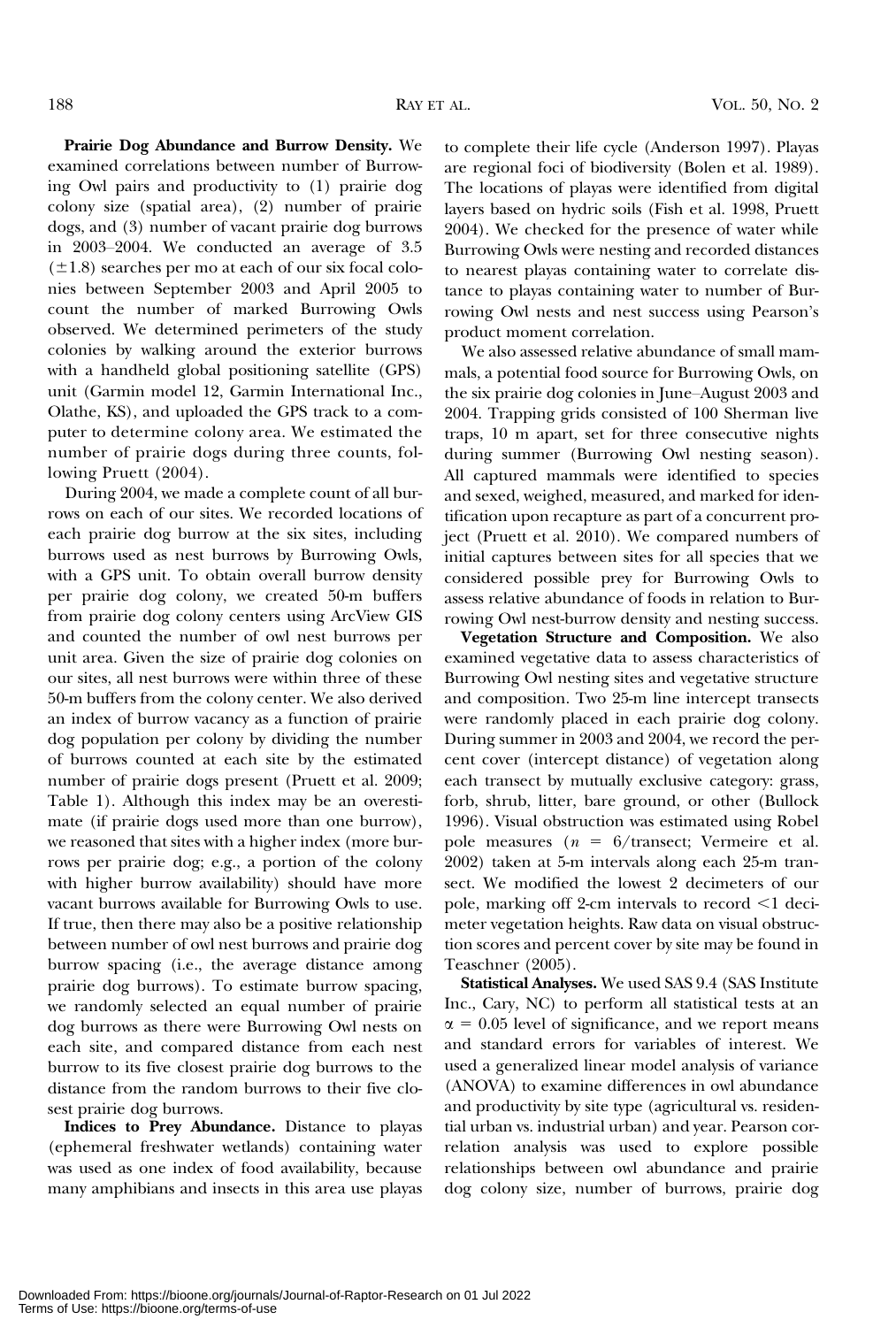**Prairie Dog Abundance and Burrow Density.** We examined correlations between number of Burrowing Owl pairs and productivity to (1) prairie dog colony size (spatial area), (2) number of prairie dogs, and (3) number of vacant prairie dog burrows in 2003–2004. We conducted an average of 3.5 ($\pm$1.8) searches per mo at each of our six focal colonies between September 2003 and April 2005 to count the number of marked Burrowing Owls observed. We determined perimeters of the study colonies by walking around the exterior burrows with a handheld global positioning satellite (GPS) unit (Garmin model 12, Garmin International Inc., Olathe, KS), and uploaded the GPS track to a computer to determine colony area. We estimated the number of prairie dogs during three counts, following Pruett (2004).

During 2004, we made a complete count of all burrows on each of our sites. We recorded locations of each prairie dog burrow at the six sites, including burrows used as nest burrows by Burrowing Owls, with a GPS unit. To obtain overall burrow density per prairie dog colony, we created 50-m buffers from prairie dog colony centers using ArcView GIS and counted the number of owl nest burrows per unit area. Given the size of prairie dog colonies on our sites, all nest burrows were within three of these 50-m buffers from the colony center. We also derived an index of burrow vacancy as a function of prairie dog population per colony by dividing the number of burrows counted at each site by the estimated number of prairie dogs present (Pruett et al. 2009; Table 1). Although this index may be an overestimate (if prairie dogs used more than one burrow), we reasoned that sites with a higher index (more burrows per prairie dog; e.g., a portion of the colony with higher burrow availability) should have more vacant burrows available for Burrowing Owls to use. If true, then there may also be a positive relationship between number of owl nest burrows and prairie dog burrow spacing (i.e., the average distance among prairie dog burrows). To estimate burrow spacing, we randomly selected an equal number of prairie dog burrows as there were Burrowing Owl nests on each site, and compared distance from each nest burrow to its five closest prairie dog burrows to the distance from the random burrows to their five closest prairie dog burrows.

**Indices to Prey Abundance.** Distance to playas (ephemeral freshwater wetlands) containing water was used as one index of food availability, because many amphibians and insects in this area use playas to complete their life cycle (Anderson 1997). Playas are regional foci of biodiversity (Bolen et al. 1989). The locations of playas were identified from digital layers based on hydric soils (Fish et al. 1998, Pruett 2004). We checked for the presence of water while Burrowing Owls were nesting and recorded distances to nearest playas containing water to correlate distance to playas containing water to number of Burrowing Owl nests and nest success using Pearson's product moment correlation.

We also assessed relative abundance of small mammals, a potential food source for Burrowing Owls, on the six prairie dog colonies in June–August 2003 and 2004. Trapping grids consisted of 100 Sherman live traps, 10 m apart, set for three consecutive nights during summer (Burrowing Owl nesting season). All captured mammals were identified to species and sexed, weighed, measured, and marked for identification upon recapture as part of a concurrent project (Pruett et al. 2010). We compared numbers of initial captures between sites for all species that we considered possible prey for Burrowing Owls to assess relative abundance of foods in relation to Burrowing Owl nest-burrow density and nesting success.

**Vegetation Structure and Composition.** We also examined vegetative data to assess characteristics of Burrowing Owl nesting sites and vegetative structure and composition. Two 25-m line intercept transects were randomly placed in each prairie dog colony. During summer in 2003 and 2004, we record the percent cover (intercept distance) of vegetation along each transect by mutually exclusive category: grass, forb, shrub, litter, bare ground, or other (Bullock 1996). Visual obstruction was estimated using Robel pole measures ($n$ = 6/transect; Vermeire et al. 2002) taken at 5-m intervals along each 25-m transect. We modified the lowest 2 decimeters of our pole, marking off 2-cm intervals to record <1 decimeter vegetation heights. Raw data on visual obstruction scores and percent cover by site may be found in Teaschner (2005).

**Statistical Analyses.** We used SAS 9.4 (SAS Institute Inc., Cary, NC) to perform all statistical tests at an $\alpha$ = 0.05 level of significance, and we report means and standard errors for variables of interest. We used a generalized linear model analysis of variance (ANOVA) to examine differences in owl abundance and productivity by site type (agricultural vs. residential urban vs. industrial urban) and year. Pearson correlation analysis was used to explore possible relationships between owl abundance and prairie dog colony size, number of burrows, prairie dog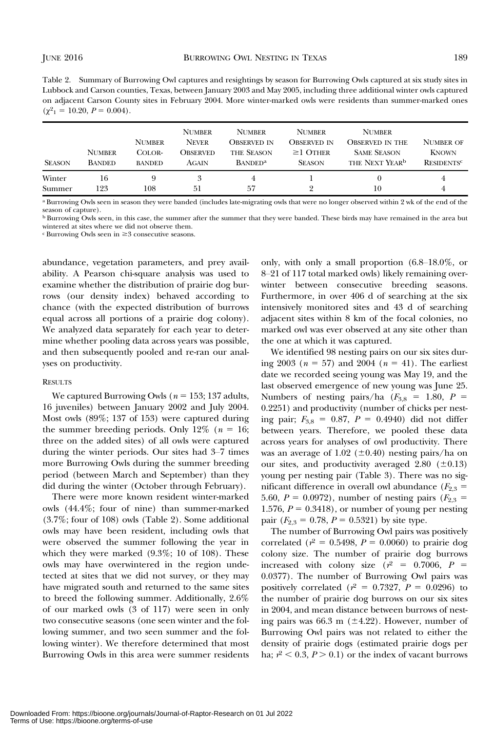Table 2. Summary of Burrowing Owl captures and resightings by season for Burrowing Owls captured at six study sites in Lubbock and Carson counties, Texas, between January 2003 and May 2005, including three additional winter owls captured on adjacent Carson County sites in February 2004. More winter-marked owls were residents than summer-marked ones ($\chi^2_1 = 10.20$, $P = 0.004$).

| Season | Number Banded | Number Color-banded | Number Never Observed Again | Number Observed in the Season Banded[a] | Number Observed in ≥1 Other Season | Number Observed in the Same Season the Next Year[b] | Number of Known Residents[c] |
|---|---|---|---|---|---|---|---|
| Winter | 16 | 9 | 3 | 4 | 1 | 0 | 4 |
| Summer | 123 | 108 | 51 | 57 | 2 | 10 | 4 |

[a] Burrowing Owls seen in season they were banded (includes late-migrating owls that were no longer observed within 2 wk of the end of the season of capture).

[b] Burrowing Owls seen, in this case, the summer after the summer that they were banded. These birds may have remained in the area but wintered at sites where we did not observe them.

[c] Burrowing Owls seen in ≥3 consecutive seasons.

abundance, vegetation parameters, and prey availability. A Pearson chi-square analysis was used to examine whether the distribution of prairie dog burrows (our density index) behaved according to chance (with the expected distribution of burrows equal across all portions of a prairie dog colony). We analyzed data separately for each year to determine whether pooling data across years was possible, and then subsequently pooled and re-ran our analyses on productivity.

## Results

We captured Burrowing Owls ($n = 153$; 137 adults, 16 juveniles) between January 2002 and July 2004. Most owls (89%; 137 of 153) were captured during the summer breeding periods. Only 12% ($n = 16$; three on the added sites) of all owls were captured during the winter periods. Our sites had 3–7 times more Burrowing Owls during the summer breeding period (between March and September) than they did during the winter (October through February).

There were more known resident winter-marked owls (44.4%; four of nine) than summer-marked (3.7%; four of 108) owls (Table 2). Some additional owls may have been resident, including owls that were observed the summer following the year in which they were marked (9.3%; 10 of 108). These owls may have overwintered in the region undetected at sites that we did not survey, or they may have migrated south and returned to the same sites to breed the following summer. Additionally, 2.6% of our marked owls (3 of 117) were seen in only two consecutive seasons (one seen winter and the following summer, and two seen summer and the following winter). We therefore determined that most Burrowing Owls in this area were summer residents only, with only a small proportion (6.8–18.0%, or 8–21 of 117 total marked owls) likely remaining overwinter between consecutive breeding seasons. Furthermore, in over 406 d of searching at the six intensively monitored sites and 43 d of searching adjacent sites within 8 km of the focal colonies, no marked owl was ever observed at any site other than the one at which it was captured.

We identified 98 nesting pairs on our six sites during 2003 ($n = 57$) and 2004 ($n = 41$). The earliest date we recorded seeing young was May 19, and the last observed emergence of new young was June 25. Numbers of nesting pairs/ha ($F_{3,8} = 1.80$, $P = 0.2251$) and productivity (number of chicks per nesting pair; $F_{3,8} = 0.87$, $P = 0.4940$) did not differ between years. Therefore, we pooled these data across years for analyses of owl productivity. There was an average of 1.02 (±0.40) nesting pairs/ha on our sites, and productivity averaged 2.80 (±0.13) young per nesting pair (Table 3). There was no significant difference in overall owl abundance ($F_{2,3} = 5.60$, $P = 0.0972$), number of nesting pairs ($F_{2,3} = 1.576$, $P = 0.3418$), or number of young per nesting pair ($F_{2,3} = 0.78$, $P = 0.5321$) by site type.

The number of Burrowing Owl pairs was positively correlated ($r^2 = 0.5498$, $P = 0.0060$) to prairie dog colony size. The number of prairie dog burrows increased with colony size ($r^2 = 0.7006$, $P = 0.0377$). The number of Burrowing Owl pairs was positively correlated ($r^2 = 0.7327$, $P = 0.0296$) to the number of prairie dog burrows on our six sites in 2004, and mean distance between burrows of nesting pairs was 66.3 m (±4.22). However, number of Burrowing Owl pairs was not related to either the density of prairie dogs (estimated prairie dogs per ha; $r^2 < 0.3$, $P > 0.1$) or the index of vacant burrows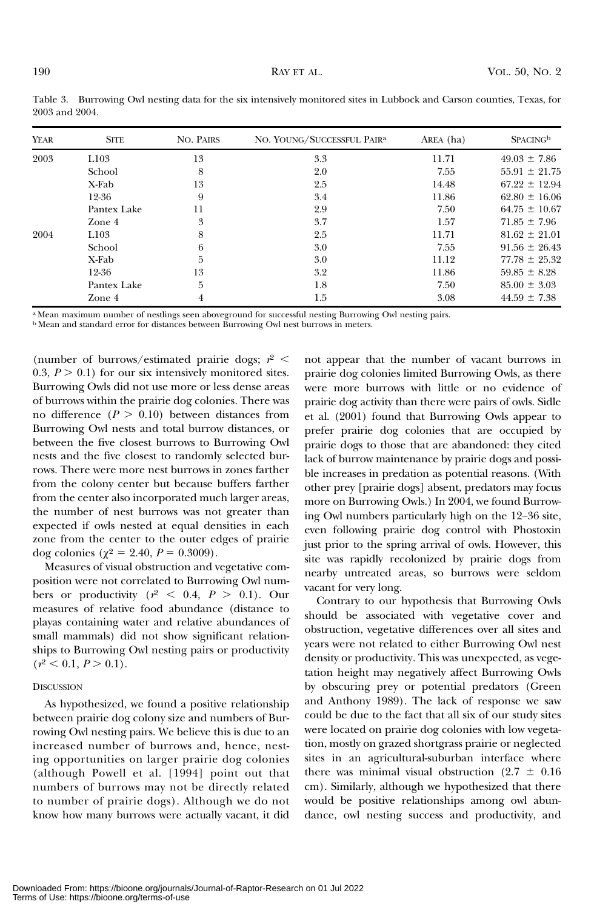Table 3. Burrowing Owl nesting data for the six intensively monitored sites in Lubbock and Carson counties, Texas, for 2003 and 2004.

| Year | Site | No. Pairs | No. Young/Successful Pair[a] | Area (ha) | Spacing[b] |
|---|---|---|---|---|---|
| 2003 | L103 | 13 | 3.3 | 11.71 | 49.03 ± 7.86 |
| | School | 8 | 2.0 | 7.55 | 55.91 ± 21.75 |
| | X-Fab | 13 | 2.5 | 14.48 | 67.22 ± 12.94 |
| | 12-36 | 9 | 3.4 | 11.86 | 62.80 ± 16.06 |
| | Pantex Lake | 11 | 2.9 | 7.50 | 64.75 ± 10.67 |
| | Zone 4 | 3 | 3.7 | 1.57 | 71.85 ± 7.96 |
| 2004 | L103 | 8 | 2.5 | 11.71 | 81.62 ± 21.01 |
| | School | 6 | 3.0 | 7.55 | 91.56 ± 26.43 |
| | X-Fab | 5 | 3.0 | 11.12 | 77.78 ± 25.32 |
| | 12-36 | 13 | 3.2 | 11.86 | 59.85 ± 8.28 |
| | Pantex Lake | 5 | 1.8 | 7.50 | 85.00 ± 3.03 |
| | Zone 4 | 4 | 1.5 | 3.08 | 44.59 ± 7.38 |

[a] Mean maximum number of nestlings seen aboveground for successful nesting Burrowing Owl nesting pairs.
[b] Mean and standard error for distances between Burrowing Owl nest burrows in meters.

(number of burrows/estimated prairie dogs; $r^2 < 0.3$, $P > 0.1$) for our six intensively monitored sites. Burrowing Owls did not use more or less dense areas of burrows within the prairie dog colonies. There was no difference ($P > 0.10$) between distances from Burrowing Owl nests and total burrow distances, or between the five closest burrows to Burrowing Owl nests and the five closest to randomly selected burrows. There were more nest burrows in zones farther from the colony center but because buffers farther from the center also incorporated much larger areas, the number of nest burrows was not greater than expected if owls nested at equal densities in each zone from the center to the outer edges of prairie dog colonies ($\chi^2 = 2.40$, $P = 0.3009$).

Measures of visual obstruction and vegetative composition were not correlated to Burrowing Owl numbers or productivity ($r^2 < 0.4$, $P > 0.1$). Our measures of relative food abundance (distance to playas containing water and relative abundances of small mammals) did not show significant relationships to Burrowing Owl nesting pairs or productivity ($r^2 < 0.1$, $P > 0.1$).

## Discussion

As hypothesized, we found a positive relationship between prairie dog colony size and numbers of Burrowing Owl nesting pairs. We believe this is due to an increased number of burrows and, hence, nesting opportunities on larger prairie dog colonies (although Powell et al. [1994] point out that numbers of burrows may not be directly related to number of prairie dogs). Although we do not know how many burrows were actually vacant, it did not appear that the number of vacant burrows in prairie dog colonies limited Burrowing Owls, as there were more burrows with little or no evidence of prairie dog activity than there were pairs of owls. Sidle et al. (2001) found that Burrowing Owls appear to prefer prairie dog colonies that are occupied by prairie dogs to those that are abandoned: they cited lack of burrow maintenance by prairie dogs and possible increases in predation as potential reasons. (With other prey [prairie dogs] absent, predators may focus more on Burrowing Owls.) In 2004, we found Burrowing Owl numbers particularly high on the 12–36 site, even following prairie dog control with Phostoxin just prior to the spring arrival of owls. However, this site was rapidly recolonized by prairie dogs from nearby untreated areas, so burrows were seldom vacant for very long.

Contrary to our hypothesis that Burrowing Owls should be associated with vegetative cover and obstruction, vegetative differences over all sites and years were not related to either Burrowing Owl nest density or productivity. This was unexpected, as vegetation height may negatively affect Burrowing Owls by obscuring prey or potential predators (Green and Anthony 1989). The lack of response we saw could be due to the fact that all six of our study sites were located on prairie dog colonies with low vegetation, mostly on grazed shortgrass prairie or neglected sites in an agricultural-suburban interface where there was minimal visual obstruction (2.7 ± 0.16 cm). Similarly, although we hypothesized that there would be positive relationships among owl abundance, owl nesting success and productivity, and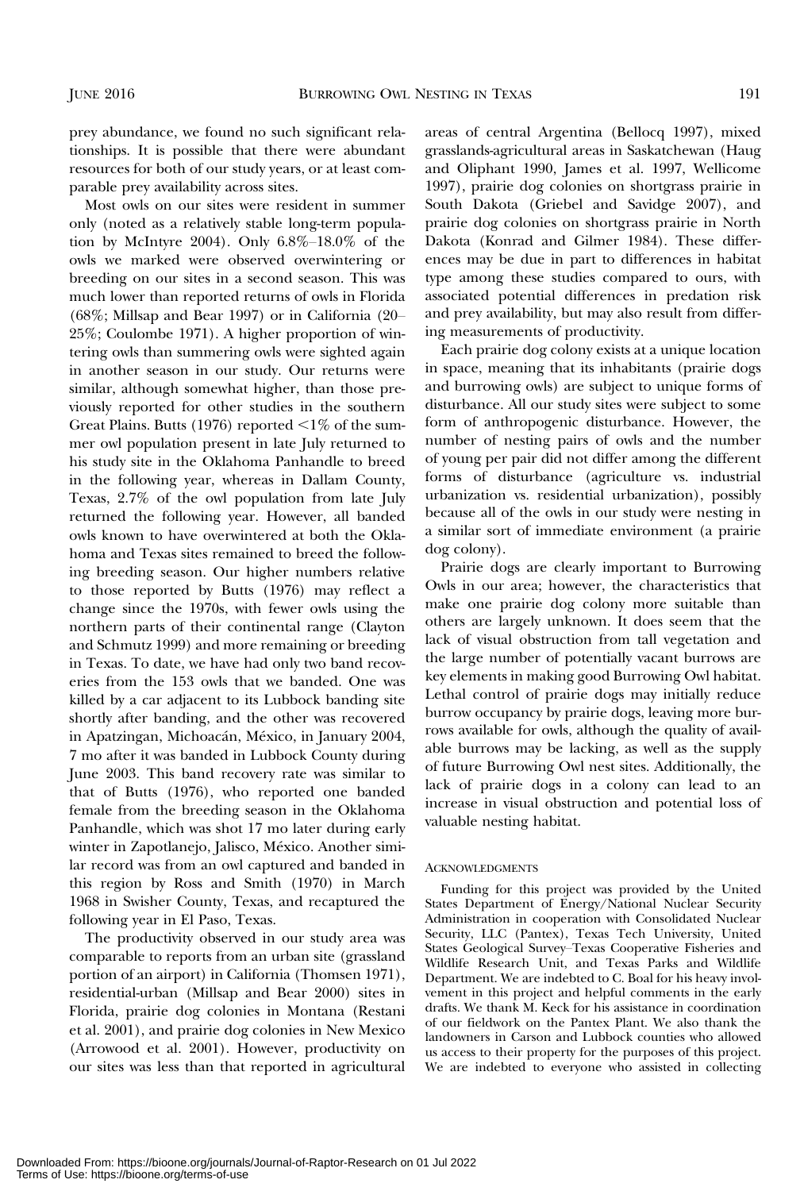prey abundance, we found no such significant relationships. It is possible that there were abundant resources for both of our study years, or at least comparable prey availability across sites.

Most owls on our sites were resident in summer only (noted as a relatively stable long-term population by McIntyre 2004). Only 6.8%–18.0% of the owls we marked were observed overwintering or breeding on our sites in a second season. This was much lower than reported returns of owls in Florida (68%; Millsap and Bear 1997) or in California (20–25%; Coulombe 1971). A higher proportion of wintering owls than summering owls were sighted again in another season in our study. Our returns were similar, although somewhat higher, than those previously reported for other studies in the southern Great Plains. Butts (1976) reported <1% of the summer owl population present in late July returned to his study site in the Oklahoma Panhandle to breed in the following year, whereas in Dallam County, Texas, 2.7% of the owl population from late July returned the following year. However, all banded owls known to have overwintered at both the Oklahoma and Texas sites remained to breed the following breeding season. Our higher numbers relative to those reported by Butts (1976) may reflect a change since the 1970s, with fewer owls using the northern parts of their continental range (Clayton and Schmutz 1999) and more remaining or breeding in Texas. To date, we have had only two band recoveries from the 153 owls that we banded. One was killed by a car adjacent to its Lubbock banding site shortly after banding, and the other was recovered in Apatzingan, Michoacán, México, in January 2004, 7 mo after it was banded in Lubbock County during June 2003. This band recovery rate was similar to that of Butts (1976), who reported one banded female from the breeding season in the Oklahoma Panhandle, which was shot 17 mo later during early winter in Zapotlanejo, Jalisco, México. Another similar record was from an owl captured and banded in this region by Ross and Smith (1970) in March 1968 in Swisher County, Texas, and recaptured the following year in El Paso, Texas.

The productivity observed in our study area was comparable to reports from an urban site (grassland portion of an airport) in California (Thomsen 1971), residential-urban (Millsap and Bear 2000) sites in Florida, prairie dog colonies in Montana (Restani et al. 2001), and prairie dog colonies in New Mexico (Arrowood et al. 2001). However, productivity on our sites was less than that reported in agricultural areas of central Argentina (Bellocq 1997), mixed grasslands-agricultural areas in Saskatchewan (Haug and Oliphant 1990, James et al. 1997, Wellicome 1997), prairie dog colonies on shortgrass prairie in South Dakota (Griebel and Savidge 2007), and prairie dog colonies on shortgrass prairie in North Dakota (Konrad and Gilmer 1984). These differences may be due in part to differences in habitat type among these studies compared to ours, with associated potential differences in predation risk and prey availability, but may also result from differing measurements of productivity.

Each prairie dog colony exists at a unique location in space, meaning that its inhabitants (prairie dogs and burrowing owls) are subject to unique forms of disturbance. All our study sites were subject to some form of anthropogenic disturbance. However, the number of nesting pairs of owls and the number of young per pair did not differ among the different forms of disturbance (agriculture vs. industrial urbanization vs. residential urbanization), possibly because all of the owls in our study were nesting in a similar sort of immediate environment (a prairie dog colony).

Prairie dogs are clearly important to Burrowing Owls in our area; however, the characteristics that make one prairie dog colony more suitable than others are largely unknown. It does seem that the lack of visual obstruction from tall vegetation and the large number of potentially vacant burrows are key elements in making good Burrowing Owl habitat. Lethal control of prairie dogs may initially reduce burrow occupancy by prairie dogs, leaving more burrows available for owls, although the quality of available burrows may be lacking, as well as the supply of future Burrowing Owl nest sites. Additionally, the lack of prairie dogs in a colony can lead to an increase in visual obstruction and potential loss of valuable nesting habitat.

## Acknowledgments

Funding for this project was provided by the United States Department of Energy/National Nuclear Security Administration in cooperation with Consolidated Nuclear Security, LLC (Pantex), Texas Tech University, United States Geological Survey–Texas Cooperative Fisheries and Wildlife Research Unit, and Texas Parks and Wildlife Department. We are indebted to C. Boal for his heavy involvement in this project and helpful comments in the early drafts. We thank M. Keck for his assistance in coordination of our fieldwork on the Pantex Plant. We also thank the landowners in Carson and Lubbock counties who allowed us access to their property for the purposes of this project. We are indebted to everyone who assisted in collecting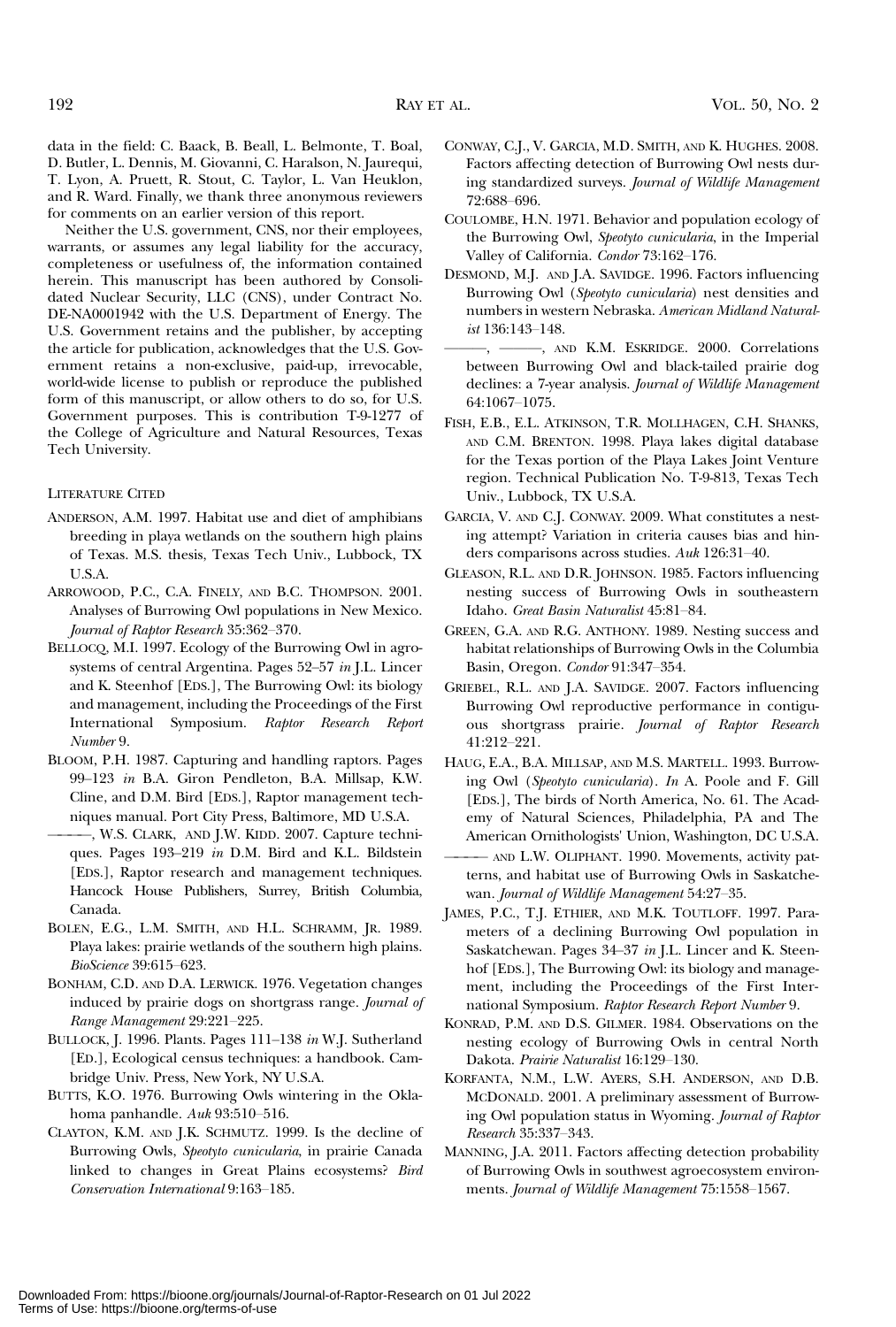data in the field: C. Baack, B. Beall, L. Belmonte, T. Boal, D. Butler, L. Dennis, M. Giovanni, C. Haralson, N. Jaurequi, T. Lyon, A. Pruett, R. Stout, C. Taylor, L. Van Heuklon, and R. Ward. Finally, we thank three anonymous reviewers for comments on an earlier version of this report.

Neither the U.S. government, CNS, nor their employees, warrants, or assumes any legal liability for the accuracy, completeness or usefulness of, the information contained herein. This manuscript has been authored by Consolidated Nuclear Security, LLC (CNS), under Contract No. DE-NA0001942 with the U.S. Department of Energy. The U.S. Government retains and the publisher, by accepting the article for publication, acknowledges that the U.S. Government retains a non-exclusive, paid-up, irrevocable, world-wide license to publish or reproduce the published form of this manuscript, or allow others to do so, for U.S. Government purposes. This is contribution T-9-1277 of the College of Agriculture and Natural Resources, Texas Tech University.

## Literature Cited

Anderson, A.M. 1997. Habitat use and diet of amphibians breeding in playa wetlands on the southern high plains of Texas. M.S. thesis, Texas Tech Univ., Lubbock, TX U.S.A.

Arrowood, P.C., C.A. Finely, and B.C. Thompson. 2001. Analyses of Burrowing Owl populations in New Mexico. *Journal of Raptor Research* 35:362–370.

Bellocq, M.I. 1997. Ecology of the Burrowing Owl in agrosystems of central Argentina. Pages 52–57 *in* J.L. Lincer and K. Steenhof [Eds.], The Burrowing Owl: its biology and management, including the Proceedings of the First International Symposium. *Raptor Research Report Number* 9.

Bloom, P.H. 1987. Capturing and handling raptors. Pages 99–123 *in* B.A. Giron Pendleton, B.A. Millsap, K.W. Cline, and D.M. Bird [Eds.], Raptor management techniques manual. Port City Press, Baltimore, MD U.S.A.

———, W.S. Clark, and J.W. Kidd. 2007. Capture techniques. Pages 193–219 *in* D.M. Bird and K.L. Bildstein [Eds.], Raptor research and management techniques. Hancock House Publishers, Surrey, British Columbia, Canada.

Bolen, E.G., L.M. Smith, and H.L. Schramm, Jr. 1989. Playa lakes: prairie wetlands of the southern high plains. *BioScience* 39:615–623.

Bonham, C.D. and D.A. Lerwick. 1976. Vegetation changes induced by prairie dogs on shortgrass range. *Journal of Range Management* 29:221–225.

Bullock, J. 1996. Plants. Pages 111–138 *in* W.J. Sutherland [Ed.], Ecological census techniques: a handbook. Cambridge Univ. Press, New York, NY U.S.A.

Butts, K.O. 1976. Burrowing Owls wintering in the Oklahoma panhandle. *Auk* 93:510–516.

Clayton, K.M. and J.K. Schmutz. 1999. Is the decline of Burrowing Owls, *Speotyto cunicularia*, in prairie Canada linked to changes in Great Plains ecosystems? *Bird Conservation International* 9:163–185.

Conway, C.J., V. Garcia, M.D. Smith, and K. Hughes. 2008. Factors affecting detection of Burrowing Owl nests during standardized surveys. *Journal of Wildlife Management* 72:688–696.

Coulombe, H.N. 1971. Behavior and population ecology of the Burrowing Owl, *Speotyto cunicularia*, in the Imperial Valley of California. *Condor* 73:162–176.

Desmond, M.J. and J.A. Savidge. 1996. Factors influencing Burrowing Owl (*Speotyto cunicularia*) nest densities and numbers in western Nebraska. *American Midland Naturalist* 136:143–148.

———, ———, and K.M. Eskridge. 2000. Correlations between Burrowing Owl and black-tailed prairie dog declines: a 7-year analysis. *Journal of Wildlife Management* 64:1067–1075.

Fish, E.B., E.L. Atkinson, T.R. Mollhagen, C.H. Shanks, and C.M. Brenton. 1998. Playa lakes digital database for the Texas portion of the Playa Lakes Joint Venture region. Technical Publication No. T-9-813, Texas Tech Univ., Lubbock, TX U.S.A.

Garcia, V. and C.J. Conway. 2009. What constitutes a nesting attempt? Variation in criteria causes bias and hinders comparisons across studies. *Auk* 126:31–40.

Gleason, R.L. and D.R. Johnson. 1985. Factors influencing nesting success of Burrowing Owls in southeastern Idaho. *Great Basin Naturalist* 45:81–84.

Green, G.A. and R.G. Anthony. 1989. Nesting success and habitat relationships of Burrowing Owls in the Columbia Basin, Oregon. *Condor* 91:347–354.

Griebel, R.L. and J.A. Savidge. 2007. Factors influencing Burrowing Owl reproductive performance in contiguous shortgrass prairie. *Journal of Raptor Research* 41:212–221.

Haug, E.A., B.A. Millsap, and M.S. Martell. 1993. Burrowing Owl (*Speotyto cunicularia*). *In* A. Poole and F. Gill [Eds.], The birds of North America, No. 61. The Academy of Natural Sciences, Philadelphia, PA and The American Ornithologists' Union, Washington, DC U.S.A.

——— and L.W. Oliphant. 1990. Movements, activity patterns, and habitat use of Burrowing Owls in Saskatchewan. *Journal of Wildlife Management* 54:27–35.

James, P.C., T.J. Ethier, and M.K. Toutloff. 1997. Parameters of a declining Burrowing Owl population in Saskatchewan. Pages 34–37 *in* J.L. Lincer and K. Steenhof [Eds.], The Burrowing Owl: its biology and management, including the Proceedings of the First International Symposium. *Raptor Research Report Number* 9.

Konrad, P.M. and D.S. Gilmer. 1984. Observations on the nesting ecology of Burrowing Owls in central North Dakota. *Prairie Naturalist* 16:129–130.

Korfanta, N.M., L.W. Ayers, S.H. Anderson, and D.B. McDonald. 2001. A preliminary assessment of Burrowing Owl population status in Wyoming. *Journal of Raptor Research* 35:337–343.

Manning, J.A. 2011. Factors affecting detection probability of Burrowing Owls in southwest agroecosystem environments. *Journal of Wildlife Management* 75:1558–1567.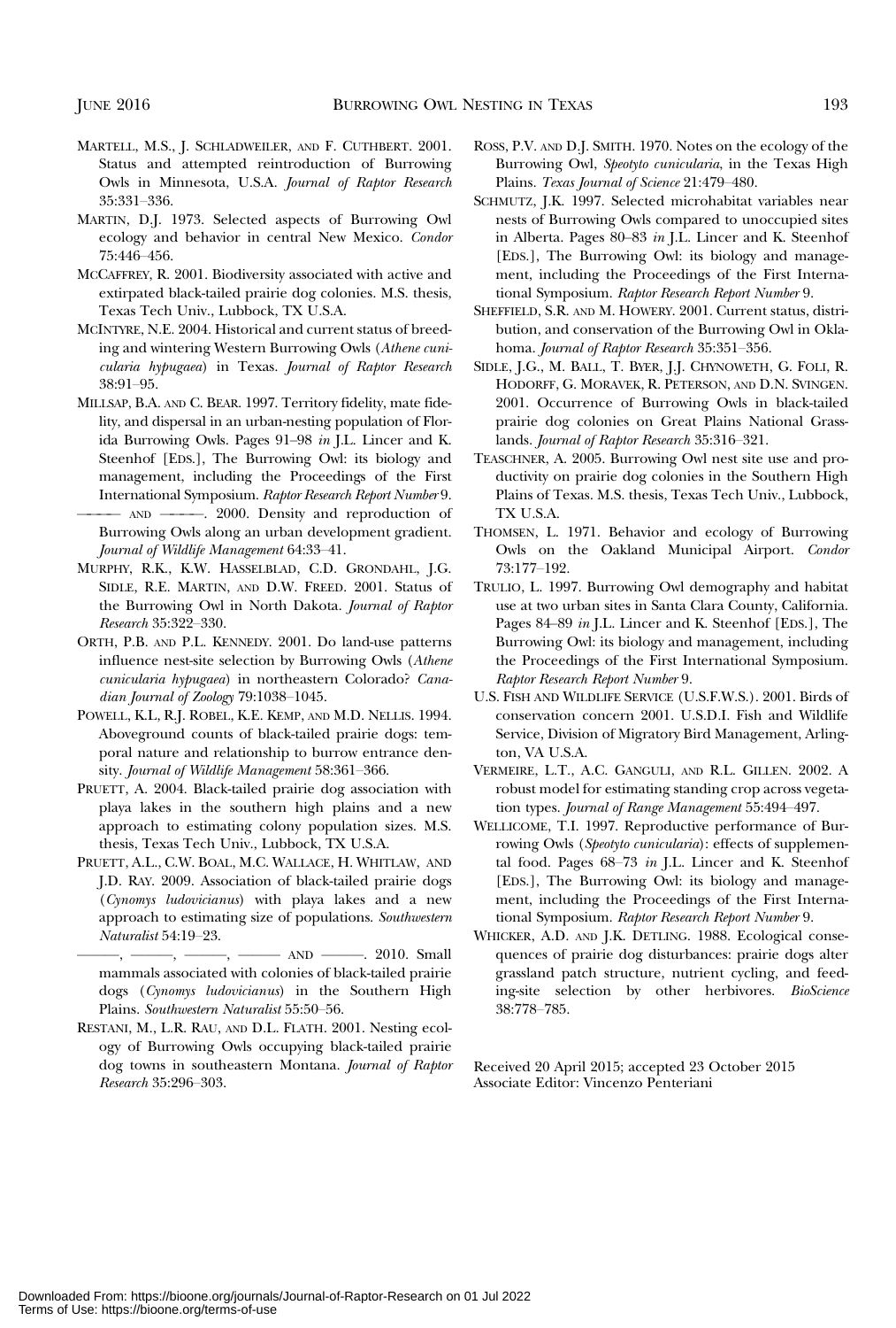MARTELL, M.S., J. SCHLADWEILER, AND F. CUTHBERT. 2001. Status and attempted reintroduction of Burrowing Owls in Minnesota, U.S.A. *Journal of Raptor Research* 35:331–336.

MARTIN, D.J. 1973. Selected aspects of Burrowing Owl ecology and behavior in central New Mexico. *Condor* 75:446–456.

MCCAFFREY, R. 2001. Biodiversity associated with active and extirpated black-tailed prairie dog colonies. M.S. thesis, Texas Tech Univ., Lubbock, TX U.S.A.

MCINTYRE, N.E. 2004. Historical and current status of breeding and wintering Western Burrowing Owls (*Athene cunicularia hypugaea*) in Texas. *Journal of Raptor Research* 38:91–95.

MILLSAP, B.A. AND C. BEAR. 1997. Territory fidelity, mate fidelity, and dispersal in an urban-nesting population of Florida Burrowing Owls. Pages 91–98 *in* J.L. Lincer and K. Steenhof [EDS.], The Burrowing Owl: its biology and management, including the Proceedings of the First International Symposium. *Raptor Research Report Number* 9.

——— AND ———. 2000. Density and reproduction of Burrowing Owls along an urban development gradient. *Journal of Wildlife Management* 64:33–41.

MURPHY, R.K., K.W. HASSELBLAD, C.D. GRONDAHL, J.G. SIDLE, R.E. MARTIN, AND D.W. FREED. 2001. Status of the Burrowing Owl in North Dakota. *Journal of Raptor Research* 35:322–330.

ORTH, P.B. AND P.L. KENNEDY. 2001. Do land-use patterns influence nest-site selection by Burrowing Owls (*Athene cunicularia hypugaea*) in northeastern Colorado? *Canadian Journal of Zoology* 79:1038–1045.

POWELL, K.L, R.J. ROBEL, K.E. KEMP, AND M.D. NELLIS. 1994. Aboveground counts of black-tailed prairie dogs: temporal nature and relationship to burrow entrance density. *Journal of Wildlife Management* 58:361–366.

PRUETT, A. 2004. Black-tailed prairie dog association with playa lakes in the southern high plains and a new approach to estimating colony population sizes. M.S. thesis, Texas Tech Univ., Lubbock, TX U.S.A.

PRUETT, A.L., C.W. BOAL, M.C. WALLACE, H. WHITLAW, AND J.D. RAY. 2009. Association of black-tailed prairie dogs (*Cynomys ludovicianus*) with playa lakes and a new approach to estimating size of populations. *Southwestern Naturalist* 54:19–23.

———, ———, ———, ——— AND ———. 2010. Small mammals associated with colonies of black-tailed prairie dogs (*Cynomys ludovicianus*) in the Southern High Plains. *Southwestern Naturalist* 55:50–56.

RESTANI, M., L.R. RAU, AND D.L. FLATH. 2001. Nesting ecology of Burrowing Owls occupying black-tailed prairie dog towns in southeastern Montana. *Journal of Raptor Research* 35:296–303.

ROSS, P.V. AND D.J. SMITH. 1970. Notes on the ecology of the Burrowing Owl, *Speotyto cunicularia*, in the Texas High Plains. *Texas Journal of Science* 21:479–480.

SCHMUTZ, J.K. 1997. Selected microhabitat variables near nests of Burrowing Owls compared to unoccupied sites in Alberta. Pages 80–83 *in* J.L. Lincer and K. Steenhof [EDS.], The Burrowing Owl: its biology and management, including the Proceedings of the First International Symposium. *Raptor Research Report Number* 9.

SHEFFIELD, S.R. AND M. HOWERY. 2001. Current status, distribution, and conservation of the Burrowing Owl in Oklahoma. *Journal of Raptor Research* 35:351–356.

SIDLE, J.G., M. BALL, T. BYER, J.J. CHYNOWETH, G. FOLI, R. HODORFF, G. MORAVEK, R. PETERSON, AND D.N. SVINGEN. 2001. Occurrence of Burrowing Owls in black-tailed prairie dog colonies on Great Plains National Grasslands. *Journal of Raptor Research* 35:316–321.

TEASCHNER, A. 2005. Burrowing Owl nest site use and productivity on prairie dog colonies in the Southern High Plains of Texas. M.S. thesis, Texas Tech Univ., Lubbock, TX U.S.A.

THOMSEN, L. 1971. Behavior and ecology of Burrowing Owls on the Oakland Municipal Airport. *Condor* 73:177–192.

TRULIO, L. 1997. Burrowing Owl demography and habitat use at two urban sites in Santa Clara County, California. Pages 84–89 *in* J.L. Lincer and K. Steenhof [EDS.], The Burrowing Owl: its biology and management, including the Proceedings of the First International Symposium. *Raptor Research Report Number* 9.

U.S. FISH AND WILDLIFE SERVICE (U.S.F.W.S.). 2001. Birds of conservation concern 2001. U.S.D.I. Fish and Wildlife Service, Division of Migratory Bird Management, Arlington, VA U.S.A.

VERMEIRE, L.T., A.C. GANGULI, AND R.L. GILLEN. 2002. A robust model for estimating standing crop across vegetation types. *Journal of Range Management* 55:494–497.

WELLICOME, T.I. 1997. Reproductive performance of Burrowing Owls (*Speotyto cunicularia*): effects of supplemental food. Pages 68–73 *in* J.L. Lincer and K. Steenhof [EDS.], The Burrowing Owl: its biology and management, including the Proceedings of the First International Symposium. *Raptor Research Report Number* 9.

WHICKER, A.D. AND J.K. DETLING. 1988. Ecological consequences of prairie dog disturbances: prairie dogs alter grassland patch structure, nutrient cycling, and feeding-site selection by other herbivores. *BioScience* 38:778–785.

Received 20 April 2015; accepted 23 October 2015
Associate Editor: Vincenzo Penteriani